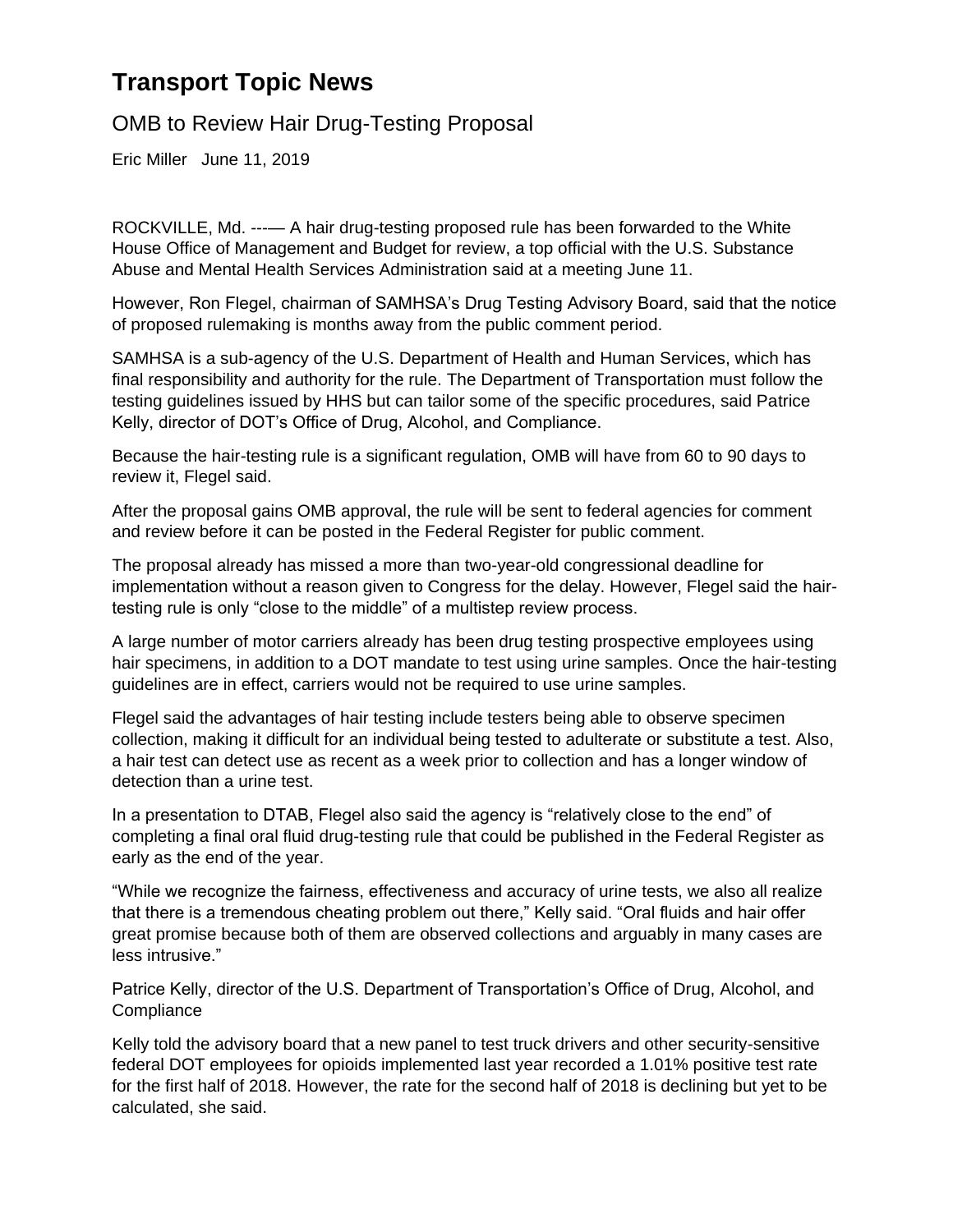# Transport Topic News

## OMB to Review Hair Drug-Testing Proposal

Eric Miller   June 11, 2019

ROCKVILLE, Md. ---— A hair drug-testing proposed rule has been forwarded to the White House Office of Management and Budget for review, a top official with the U.S. Substance Abuse and Mental Health Services Administration said at a meeting June 11.

However, Ron Flegel, chairman of SAMHSA's Drug Testing Advisory Board, said that the notice of proposed rulemaking is months away from the public comment period.

SAMHSA is a sub-agency of the U.S. Department of Health and Human Services, which has final responsibility and authority for the rule. The Department of Transportation must follow the testing guidelines issued by HHS but can tailor some of the specific procedures, said Patrice Kelly, director of DOT's Office of Drug, Alcohol, and Compliance.

Because the hair-testing rule is a significant regulation, OMB will have from 60 to 90 days to review it, Flegel said.

After the proposal gains OMB approval, the rule will be sent to federal agencies for comment and review before it can be posted in the Federal Register for public comment.

The proposal already has missed a more than two-year-old congressional deadline for implementation without a reason given to Congress for the delay. However, Flegel said the hair-testing rule is only "close to the middle" of a multistep review process.

A large number of motor carriers already has been drug testing prospective employees using hair specimens, in addition to a DOT mandate to test using urine samples. Once the hair-testing guidelines are in effect, carriers would not be required to use urine samples.

Flegel said the advantages of hair testing include testers being able to observe specimen collection, making it difficult for an individual being tested to adulterate or substitute a test. Also, a hair test can detect use as recent as a week prior to collection and has a longer window of detection than a urine test.

In a presentation to DTAB, Flegel also said the agency is "relatively close to the end" of completing a final oral fluid drug-testing rule that could be published in the Federal Register as early as the end of the year.

"While we recognize the fairness, effectiveness and accuracy of urine tests, we also all realize that there is a tremendous cheating problem out there," Kelly said. "Oral fluids and hair offer great promise because both of them are observed collections and arguably in many cases are less intrusive."

Patrice Kelly, director of the U.S. Department of Transportation's Office of Drug, Alcohol, and Compliance

Kelly told the advisory board that a new panel to test truck drivers and other security-sensitive federal DOT employees for opioids implemented last year recorded a 1.01% positive test rate for the first half of 2018. However, the rate for the second half of 2018 is declining but yet to be calculated, she said.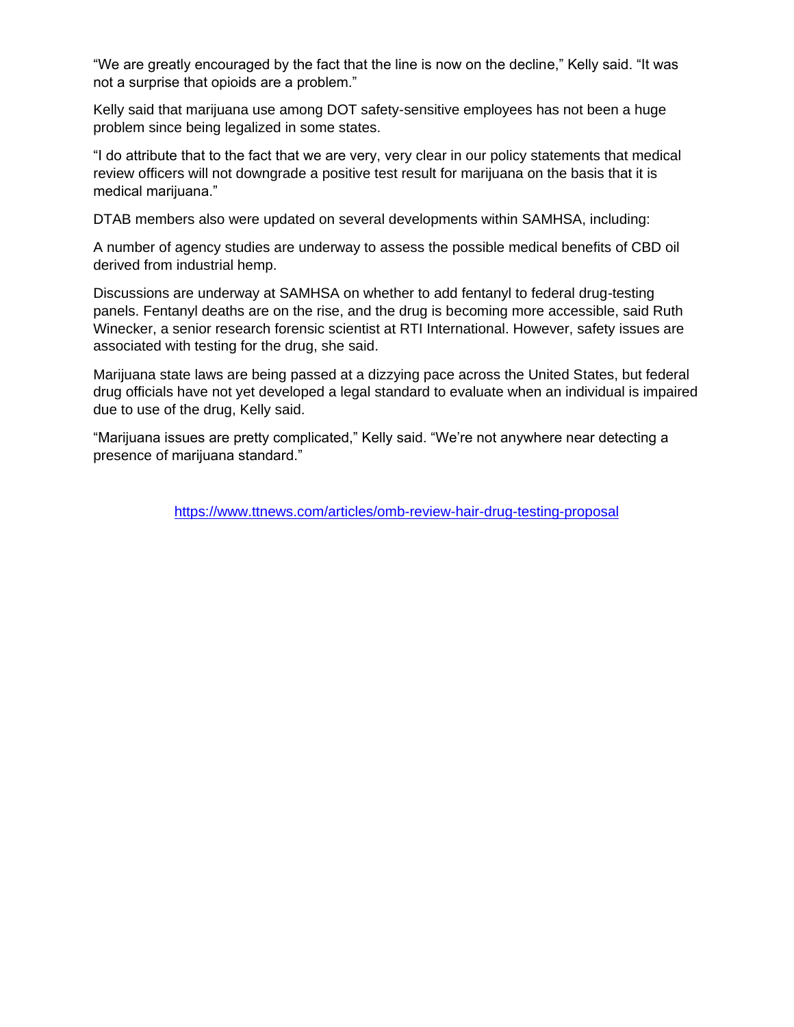"We are greatly encouraged by the fact that the line is now on the decline," Kelly said. "It was not a surprise that opioids are a problem."

Kelly said that marijuana use among DOT safety-sensitive employees has not been a huge problem since being legalized in some states.

"I do attribute that to the fact that we are very, very clear in our policy statements that medical review officers will not downgrade a positive test result for marijuana on the basis that it is medical marijuana."

DTAB members also were updated on several developments within SAMHSA, including:

A number of agency studies are underway to assess the possible medical benefits of CBD oil derived from industrial hemp.

Discussions are underway at SAMHSA on whether to add fentanyl to federal drug-testing panels. Fentanyl deaths are on the rise, and the drug is becoming more accessible, said Ruth Winecker, a senior research forensic scientist at RTI International. However, safety issues are associated with testing for the drug, she said.

Marijuana state laws are being passed at a dizzying pace across the United States, but federal drug officials have not yet developed a legal standard to evaluate when an individual is impaired due to use of the drug, Kelly said.

"Marijuana issues are pretty complicated," Kelly said. "We're not anywhere near detecting a presence of marijuana standard."

https://www.ttnews.com/articles/omb-review-hair-drug-testing-proposal